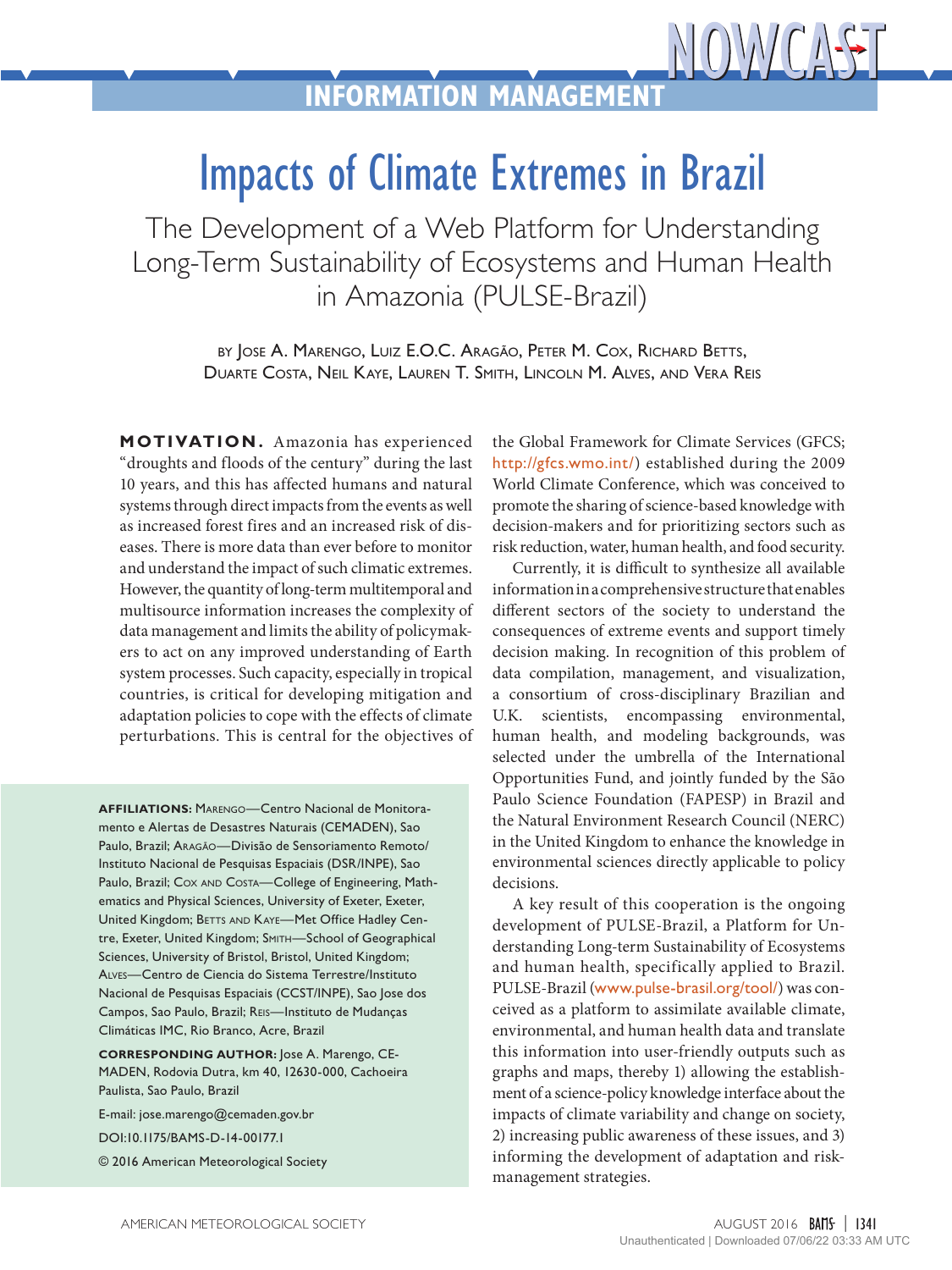# Impacts of Climate Extremes in Brazil

## The Development of a Web Platform for Understanding Long-Term Sustainability of Ecosystems and Human Health in Amazonia (PULSE-Brazil)

BY JOSE A. MARENGO, LUIZ E.O.C. ARAGÃO, PETER M. COX, RICHARD BETTS, DUARTE COSTA, NEIL KAYE, LAUREN T. SMITH, LINCOLN M. ALVES, AND VERA REIS

**MOTIVATION.** Amazonia has experienced "droughts and floods of the century" during the last 10 years, and this has affected humans and natural systems through direct impacts from the events as well as increased forest fires and an increased risk of diseases. There is more data than ever before to monitor and understand the impact of such climatic extremes. However, the quantity of long-term multitemporal and multisource information increases the complexity of data management and limits the ability of policymakers to act on any improved understanding of Earth system processes. Such capacity, especially in tropical countries, is critical for developing mitigation and adaptation policies to cope with the effects of climate perturbations. This is central for the objectives of the Global Framework for Climate Services (GFCS; http://gfcs.wmo.int/) established during the 2009 World Climate Conference, which was conceived to promote the sharing of science-based knowledge with decision-makers and for prioritizing sectors such as risk reduction, water, human health, and food security.

Currently, it is difficult to synthesize all available information in a comprehensive structure that enables different sectors of the society to understand the consequences of extreme events and support timely decision making. In recognition of this problem of data compilation, management, and visualization, a consortium of cross-disciplinary Brazilian and U.K. scientists, encompassing environmental, human health, and modeling backgrounds, was selected under the umbrella of the International Opportunities Fund, and jointly funded by the São Paulo Science Foundation (FAPESP) in Brazil and the Natural Environment Research Council (NERC) in the United Kingdom to enhance the knowledge in environmental sciences directly applicable to policy decisions.

A key result of this cooperation is the ongoing development of PULSE-Brazil, a Platform for Understanding Long-term Sustainability of Ecosystems and human health, specifically applied to Brazil. PULSE-Brazil (www.pulse-brasil.org/tool/) was conceived as a platform to assimilate available climate, environmental, and human health data and translate this information into user-friendly outputs such as graphs and maps, thereby 1) allowing the establishment of a science-policy knowledge interface about the impacts of climate variability and change on society, 2) increasing public awareness of these issues, and 3) informing the development of adaptation and risk-management strategies.

**AFFILIATIONS:** MARENGO—Centro Nacional de Monitoramento e Alertas de Desastres Naturais (CEMADEN), Sao Paulo, Brazil; ARAGÃO—Divisão de Sensoriamento Remoto/Instituto Nacional de Pesquisas Espaciais (DSR/INPE), Sao Paulo, Brazil; COX AND COSTA—College of Engineering, Mathematics and Physical Sciences, University of Exeter, Exeter, United Kingdom; BETTS AND KAYE—Met Office Hadley Centre, Exeter, United Kingdom; SMITH—School of Geographical Sciences, University of Bristol, Bristol, United Kingdom; ALVES—Centro de Ciencia do Sistema Terrestre/Instituto Nacional de Pesquisas Espaciais (CCST/INPE), Sao Jose dos Campos, Sao Paulo, Brazil; REIS—Instituto de Mudanças Climáticas IMC, Rio Branco, Acre, Brazil

**CORRESPONDING AUTHOR:** Jose A. Marengo, CEMADEN, Rodovia Dutra, km 40, 12630-000, Cachoeira Paulista, Sao Paulo, Brazil

E-mail: jose.marengo@cemaden.gov.br

DOI:10.1175/BAMS-D-14-00177.1

© 2016 American Meteorological Society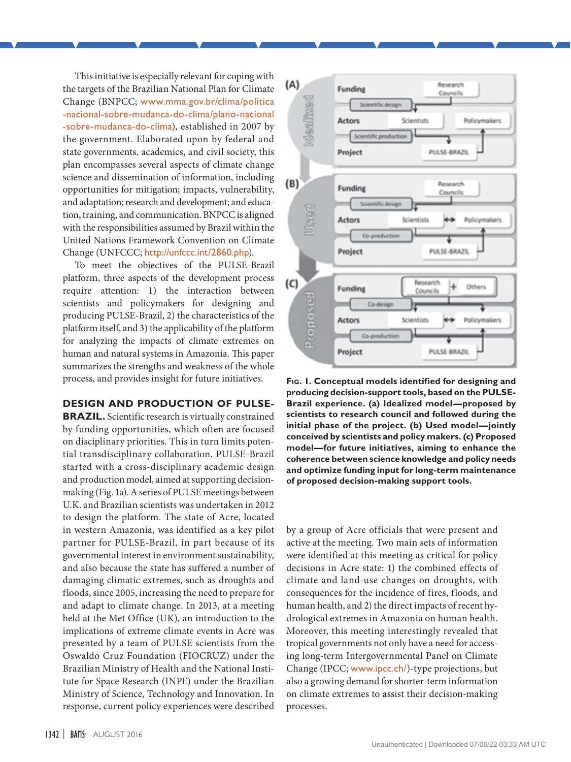This initiative is especially relevant for coping with the targets of the Brazilian National Plan for Climate Change (BNPCC; www.mma.gov.br/clima/politica-nacional-sobre-mudanca-do-clima/plano-nacional-sobre-mudanca-do-clima), established in 2007 by the government. Elaborated upon by federal and state governments, academics, and civil society, this plan encompasses several aspects of climate change science and dissemination of information, including opportunities for mitigation; impacts, vulnerability, and adaptation; research and development; and education, training, and communication. BNPCC is aligned with the responsibilities assumed by Brazil within the United Nations Framework Convention on Climate Change (UNFCCC; http://unfccc.int/2860.php).

To meet the objectives of the PULSE-Brazil platform, three aspects of the development process require attention: 1) the interaction between scientists and policymakers for designing and producing PULSE-Brazil, 2) the characteristics of the platform itself, and 3) the applicability of the platform for analyzing the impacts of climate extremes on human and natural systems in Amazonia. This paper summarizes the strengths and weakness of the whole process, and provides insight for future initiatives.

## DESIGN AND PRODUCTION OF PULSE-BRAZIL.

Scientific research is virtually constrained by funding opportunities, which often are focused on disciplinary priorities. This in turn limits potential transdisciplinary collaboration. PULSE-Brazil started with a cross-disciplinary academic design and production model, aimed at supporting decision-making (Fig. 1a). A series of PULSE meetings between U.K. and Brazilian scientists was undertaken in 2012 to design the platform. The state of Acre, located in western Amazonia, was identified as a key pilot partner for PULSE-Brazil, in part because of its governmental interest in environment sustainability, and also because the state has suffered a number of damaging climatic extremes, such as droughts and floods, since 2005, increasing the need to prepare for and adapt to climate change. In 2013, at a meeting held at the Met Office (UK), an introduction to the implications of extreme climate events in Acre was presented by a team of PULSE scientists from the Oswaldo Cruz Foundation (FIOCRUZ) under the Brazilian Ministry of Health and the National Institute for Space Research (INPE) under the Brazilian Ministry of Science, Technology and Innovation. In response, current policy experiences were described by a group of Acre officials that were present and active at the meeting. Two main sets of information were identified at this meeting as critical for policy decisions in Acre state: 1) the combined effects of climate and land-use changes on droughts, with consequences for the incidence of fires, floods, and human health, and 2) the direct impacts of recent hydrological extremes in Amazonia on human health. Moreover, this meeting interestingly revealed that tropical governments not only have a need for accessing long-term Intergovernmental Panel on Climate Change (IPCC; www.ipcc.ch/)-type projections, but also a growing demand for shorter-term information on climate extremes to assist their decision-making processes.

**Fig. 1. Conceptual models identified for designing and producing decision-support tools, based on the PULSE-Brazil experience. (a) Idealized model—proposed by scientists to research council and followed during the initial phase of the project. (b) Used model—jointly conceived by scientists and policy makers. (c) Proposed model—for future initiatives, aiming to enhance the coherence between science knowledge and policy needs and optimize funding input for long-term maintenance of proposed decision-making support tools.**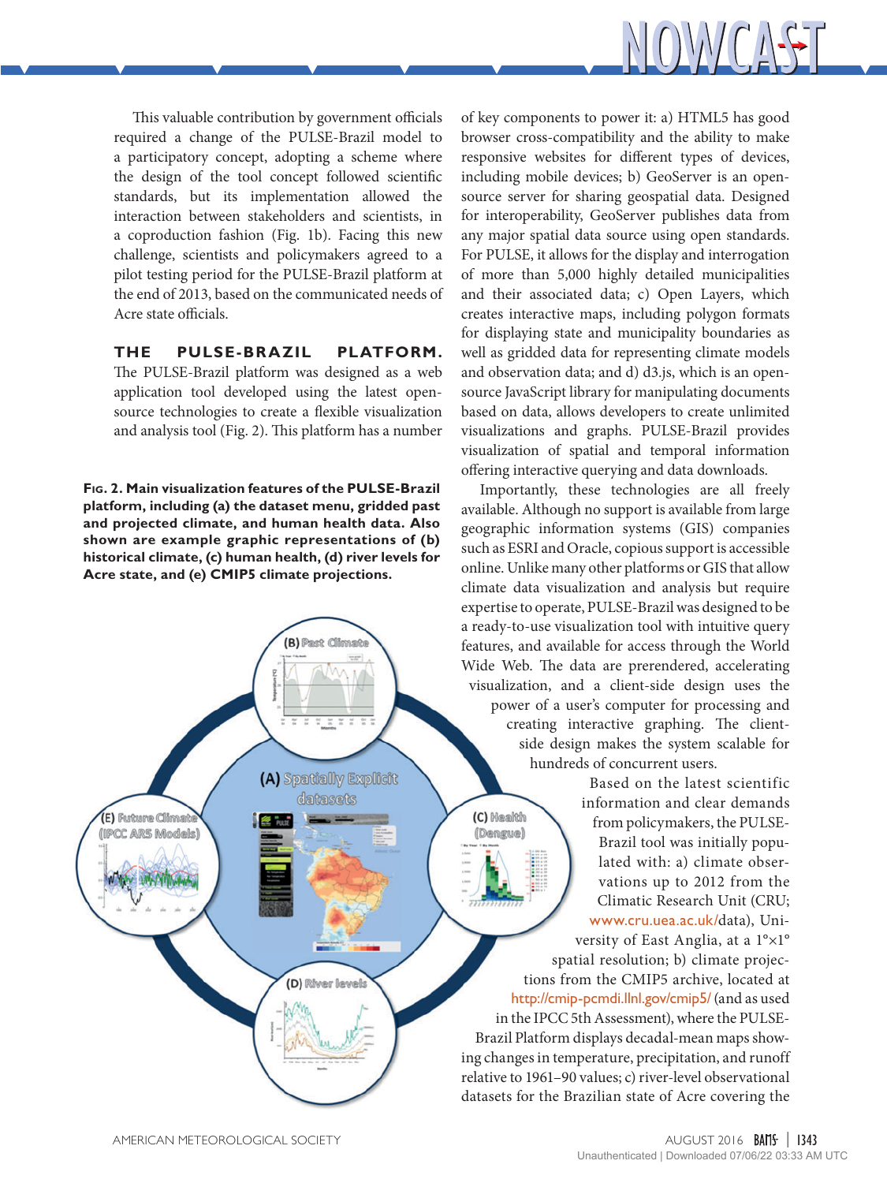This valuable contribution by government officials required a change of the PULSE-Brazil model to a participatory concept, adopting a scheme where the design of the tool concept followed scientific standards, but its implementation allowed the interaction between stakeholders and scientists, in a coproduction fashion (Fig. 1b). Facing this new challenge, scientists and policymakers agreed to a pilot testing period for the PULSE-Brazil platform at the end of 2013, based on the communicated needs of Acre state officials.

**THE PULSE-BRAZIL PLATFORM.** The PULSE-Brazil platform was designed as a web application tool developed using the latest open-source technologies to create a flexible visualization and analysis tool (Fig. 2). This platform has a number of key components to power it: a) HTML5 has good browser cross-compatibility and the ability to make responsive websites for different types of devices, including mobile devices; b) GeoServer is an open-source server for sharing geospatial data. Designed for interoperability, GeoServer publishes data from any major spatial data source using open standards. For PULSE, it allows for the display and interrogation of more than 5,000 highly detailed municipalities and their associated data; c) Open Layers, which creates interactive maps, including polygon formats for displaying state and municipality boundaries as well as gridded data for representing climate models and observation data; and d) d3.js, which is an open-source JavaScript library for manipulating documents based on data, allows developers to create unlimited visualizations and graphs. PULSE-Brazil provides visualization of spatial and temporal information offering interactive querying and data downloads.

**Fig. 2. Main visualization features of the PULSE-Brazil platform, including (a) the dataset menu, gridded past and projected climate, and human health data. Also shown are example graphic representations of (b) historical climate, (c) human health, (d) river levels for Acre state, and (e) CMIP5 climate projections.**

Importantly, these technologies are all freely available. Although no support is available from large geographic information systems (GIS) companies such as ESRI and Oracle, copious support is accessible online. Unlike many other platforms or GIS that allow climate data visualization and analysis but require expertise to operate, PULSE-Brazil was designed to be a ready-to-use visualization tool with intuitive query features, and available for access through the World Wide Web. The data are prerendered, accelerating visualization, and a client-side design uses the power of a user's computer for processing and creating interactive graphing. The client-side design makes the system scalable for hundreds of concurrent users.

Based on the latest scientific information and clear demands from policymakers, the PULSE-Brazil tool was initially populated with: a) climate observations up to 2012 from the Climatic Research Unit (CRU; www.cru.uea.ac.uk/data), University of East Anglia, at a 1°×1° spatial resolution; b) climate projections from the CMIP5 archive, located at http://cmip-pcmdi.llnl.gov/cmip5/ (and as used in the IPCC 5th Assessment), where the PULSE-Brazil Platform displays decadal-mean maps showing changes in temperature, precipitation, and runoff relative to 1961–90 values; c) river-level observational datasets for the Brazilian state of Acre covering the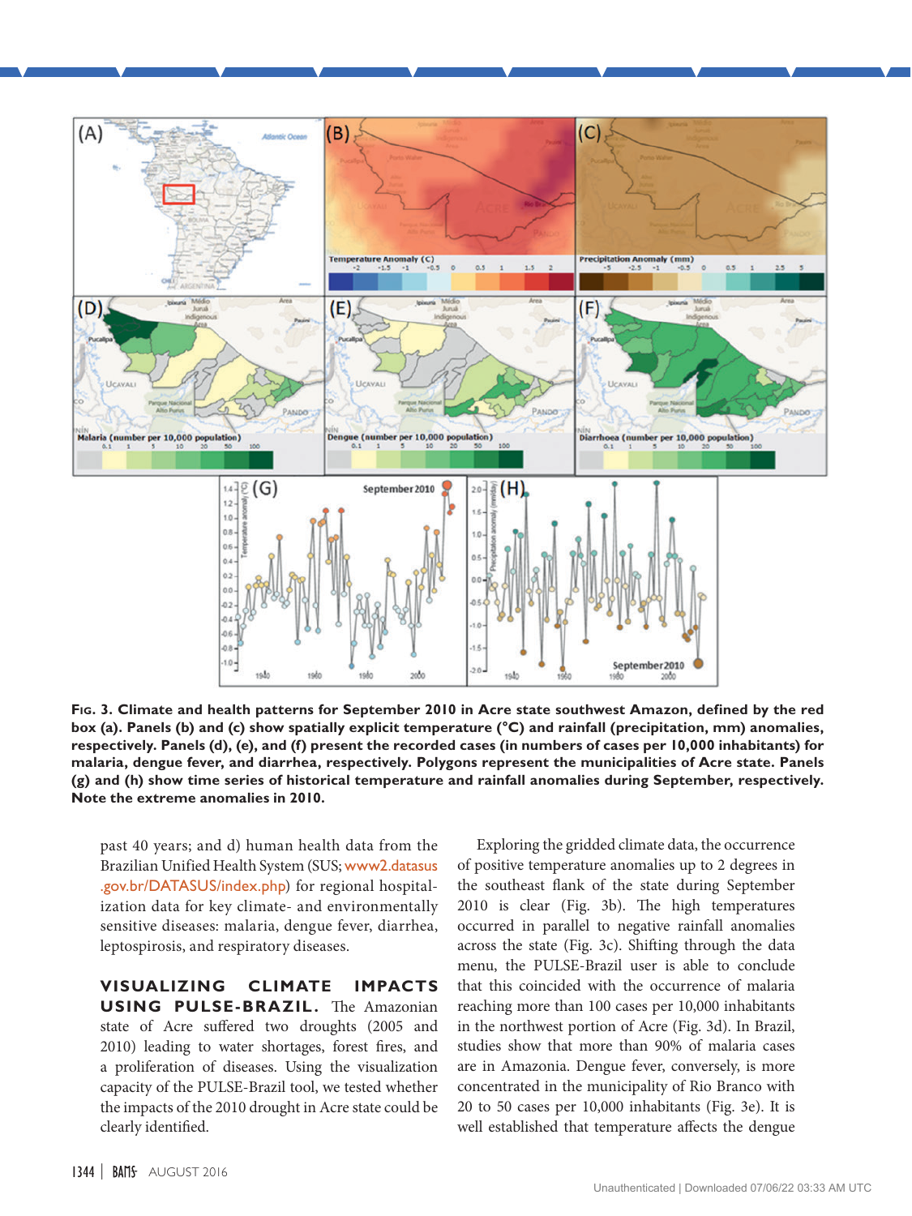**Fig. 3. Climate and health patterns for September 2010 in Acre state southwest Amazon, defined by the red box (a). Panels (b) and (c) show spatially explicit temperature (°C) and rainfall (precipitation, mm) anomalies, respectively. Panels (d), (e), and (f) present the recorded cases (in numbers of cases per 10,000 inhabitants) for malaria, dengue fever, and diarrhea, respectively. Polygons represent the municipalities of Acre state. Panels (g) and (h) show time series of historical temperature and rainfall anomalies during September, respectively. Note the extreme anomalies in 2010.**

past 40 years; and d) human health data from the Brazilian Unified Health System (SUS; www2.datasus.gov.br/DATASUS/index.php) for regional hospitalization data for key climate- and environmentally sensitive diseases: malaria, dengue fever, diarrhea, leptospirosis, and respiratory diseases.

**VISUALIZING CLIMATE IMPACTS USING PULSE-BRAZIL.** The Amazonian state of Acre suffered two droughts (2005 and 2010) leading to water shortages, forest fires, and a proliferation of diseases. Using the visualization capacity of the PULSE-Brazil tool, we tested whether the impacts of the 2010 drought in Acre state could be clearly identified.

Exploring the gridded climate data, the occurrence of positive temperature anomalies up to 2 degrees in the southeast flank of the state during September 2010 is clear (Fig. 3b). The high temperatures occurred in parallel to negative rainfall anomalies across the state (Fig. 3c). Shifting through the data menu, the PULSE-Brazil user is able to conclude that this coincided with the occurrence of malaria reaching more than 100 cases per 10,000 inhabitants in the northwest portion of Acre (Fig. 3d). In Brazil, studies show that more than 90% of malaria cases are in Amazonia. Dengue fever, conversely, is more concentrated in the municipality of Rio Branco with 20 to 50 cases per 10,000 inhabitants (Fig. 3e). It is well established that temperature affects the dengue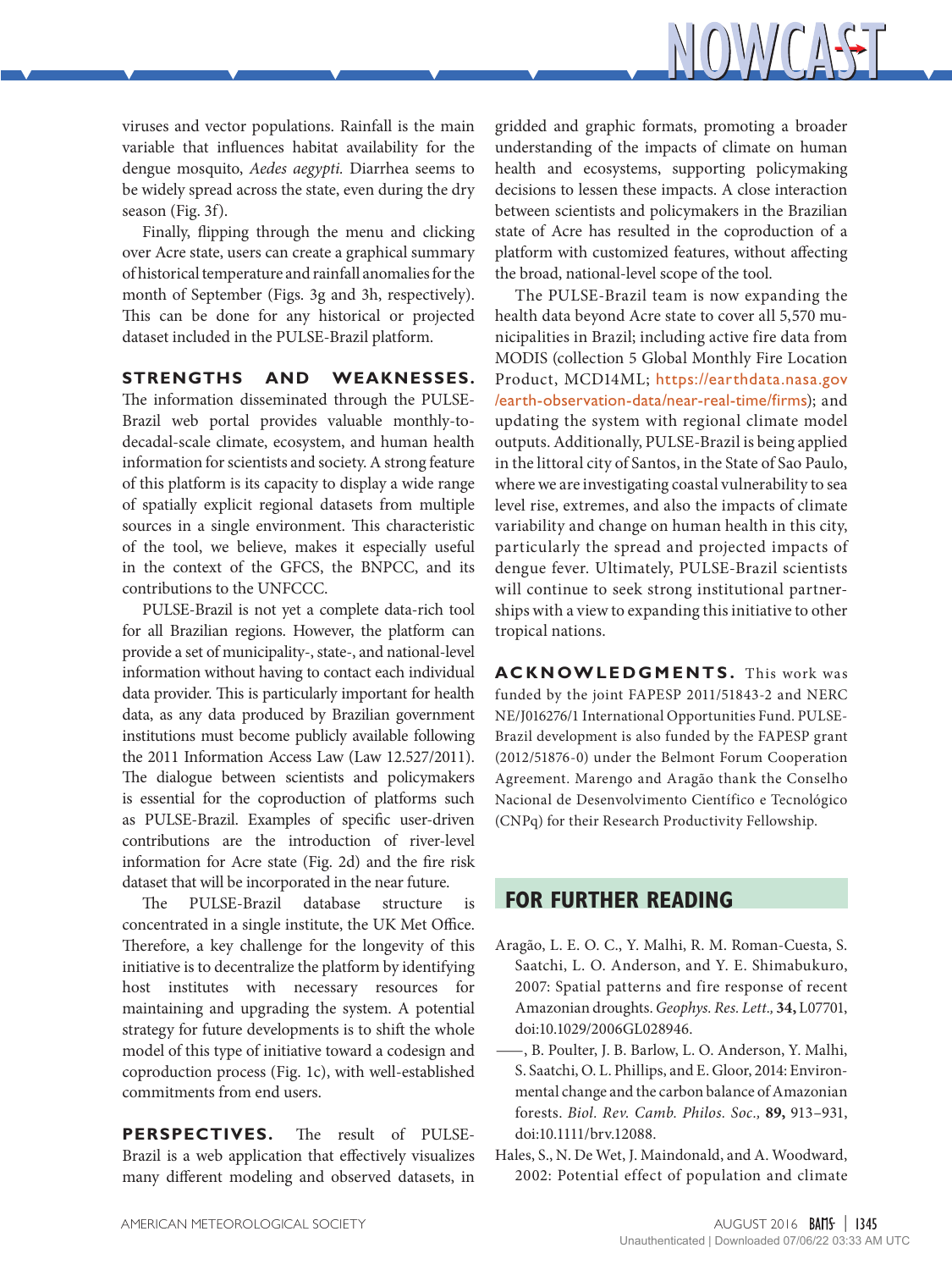viruses and vector populations. Rainfall is the main variable that influences habitat availability for the dengue mosquito, *Aedes aegypti.* Diarrhea seems to be widely spread across the state, even during the dry season (Fig. 3f).

Finally, flipping through the menu and clicking over Acre state, users can create a graphical summary of historical temperature and rainfall anomalies for the month of September (Figs. 3g and 3h, respectively). This can be done for any historical or projected dataset included in the PULSE-Brazil platform.

**STRENGTHS AND WEAKNESSES.** The information disseminated through the PULSE-Brazil web portal provides valuable monthly-to-decadal-scale climate, ecosystem, and human health information for scientists and society. A strong feature of this platform is its capacity to display a wide range of spatially explicit regional datasets from multiple sources in a single environment. This characteristic of the tool, we believe, makes it especially useful in the context of the GFCS, the BNPCC, and its contributions to the UNFCCC.

PULSE-Brazil is not yet a complete data-rich tool for all Brazilian regions. However, the platform can provide a set of municipality-, state-, and national-level information without having to contact each individual data provider. This is particularly important for health data, as any data produced by Brazilian government institutions must become publicly available following the 2011 Information Access Law (Law 12.527/2011). The dialogue between scientists and policymakers is essential for the coproduction of platforms such as PULSE-Brazil. Examples of specific user-driven contributions are the introduction of river-level information for Acre state (Fig. 2d) and the fire risk dataset that will be incorporated in the near future.

The PULSE-Brazil database structure is concentrated in a single institute, the UK Met Office. Therefore, a key challenge for the longevity of this initiative is to decentralize the platform by identifying host institutes with necessary resources for maintaining and upgrading the system. A potential strategy for future developments is to shift the whole model of this type of initiative toward a codesign and coproduction process (Fig. 1c), with well-established commitments from end users.

**PERSPECTIVES.** The result of PULSE-Brazil is a web application that effectively visualizes many different modeling and observed datasets, in gridded and graphic formats, promoting a broader understanding of the impacts of climate on human health and ecosystems, supporting policymaking decisions to lessen these impacts. A close interaction between scientists and policymakers in the Brazilian state of Acre has resulted in the coproduction of a platform with customized features, without affecting the broad, national-level scope of the tool.

The PULSE-Brazil team is now expanding the health data beyond Acre state to cover all 5,570 municipalities in Brazil; including active fire data from MODIS (collection 5 Global Monthly Fire Location Product, MCD14ML; https://earthdata.nasa.gov/earth-observation-data/near-real-time/firms); and updating the system with regional climate model outputs. Additionally, PULSE-Brazil is being applied in the littoral city of Santos, in the State of Sao Paulo, where we are investigating coastal vulnerability to sea level rise, extremes, and also the impacts of climate variability and change on human health in this city, particularly the spread and projected impacts of dengue fever. Ultimately, PULSE-Brazil scientists will continue to seek strong institutional partnerships with a view to expanding this initiative to other tropical nations.

**ACKNOWLEDGMENTS.** This work was funded by the joint FAPESP 2011/51843-2 and NERC NE/J016276/1 International Opportunities Fund. PULSE-Brazil development is also funded by the FAPESP grant (2012/51876-0) under the Belmont Forum Cooperation Agreement. Marengo and Aragão thank the Conselho Nacional de Desenvolvimento Científico e Tecnológico (CNPq) for their Research Productivity Fellowship.

## FOR FURTHER READING

Aragão, L. E. O. C., Y. Malhi, R. M. Roman-Cuesta, S. Saatchi, L. O. Anderson, and Y. E. Shimabukuro, 2007: Spatial patterns and fire response of recent Amazonian droughts. *Geophys. Res. Lett.,* **34,** L07701, doi:10.1029/2006GL028946.

——, B. Poulter, J. B. Barlow, L. O. Anderson, Y. Malhi, S. Saatchi, O. L. Phillips, and E. Gloor, 2014: Environmental change and the carbon balance of Amazonian forests. *Biol. Rev. Camb. Philos. Soc.,* **89,** 913–931, doi:10.1111/brv.12088.

Hales, S., N. De Wet, J. Maindonald, and A. Woodward, 2002: Potential effect of population and climate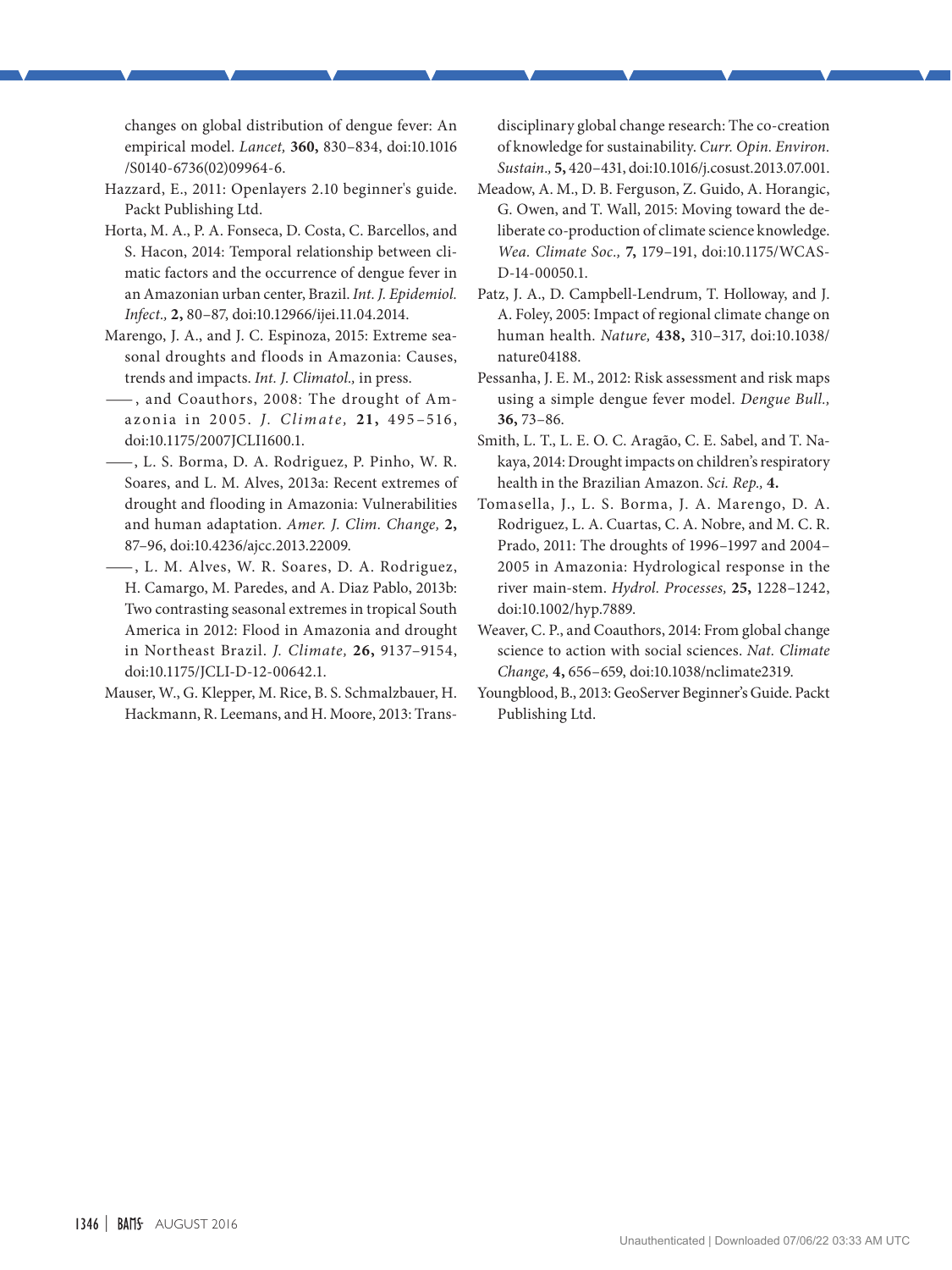changes on global distribution of dengue fever: An empirical model. *Lancet,* **360,** 830–834, doi:10.1016/S0140-6736(02)09964-6.

Hazzard, E., 2011: Openlayers 2.10 beginner's guide. Packt Publishing Ltd.

Horta, M. A., P. A. Fonseca, D. Costa, C. Barcellos, and S. Hacon, 2014: Temporal relationship between climatic factors and the occurrence of dengue fever in an Amazonian urban center, Brazil. *Int. J. Epidemiol. Infect.,* **2,** 80–87, doi:10.12966/ijei.11.04.2014.

Marengo, J. A., and J. C. Espinoza, 2015: Extreme seasonal droughts and floods in Amazonia: Causes, trends and impacts. *Int. J. Climatol.,* in press.

——, and Coauthors, 2008: The drought of Amazonia in 2005. *J. Climate,* **21,** 495–516, doi:10.1175/2007JCLI1600.1.

——, L. S. Borma, D. A. Rodriguez, P. Pinho, W. R. Soares, and L. M. Alves, 2013a: Recent extremes of drought and flooding in Amazonia: Vulnerabilities and human adaptation. *Amer. J. Clim. Change,* **2,** 87–96, doi:10.4236/ajcc.2013.22009.

——, L. M. Alves, W. R. Soares, D. A. Rodriguez, H. Camargo, M. Paredes, and A. Diaz Pablo, 2013b: Two contrasting seasonal extremes in tropical South America in 2012: Flood in Amazonia and drought in Northeast Brazil. *J. Climate,* **26,** 9137–9154, doi:10.1175/JCLI-D-12-00642.1.

Mauser, W., G. Klepper, M. Rice, B. S. Schmalzbauer, H. Hackmann, R. Leemans, and H. Moore, 2013: Transdisciplinary global change research: The co-creation of knowledge for sustainability. *Curr. Opin. Environ. Sustain.,* **5,** 420–431, doi:10.1016/j.cosust.2013.07.001.

Meadow, A. M., D. B. Ferguson, Z. Guido, A. Horangic, G. Owen, and T. Wall, 2015: Moving toward the deliberate co-production of climate science knowledge. *Wea. Climate Soc.,* **7,** 179–191, doi:10.1175/WCAS-D-14-00050.1.

Patz, J. A., D. Campbell-Lendrum, T. Holloway, and J. A. Foley, 2005: Impact of regional climate change on human health. *Nature,* **438,** 310–317, doi:10.1038/nature04188.

Pessanha, J. E. M., 2012: Risk assessment and risk maps using a simple dengue fever model. *Dengue Bull.,* **36,** 73–86.

Smith, L. T., L. E. O. C. Aragão, C. E. Sabel, and T. Nakaya, 2014: Drought impacts on children's respiratory health in the Brazilian Amazon. *Sci. Rep.,* **4.**

Tomasella, J., L. S. Borma, J. A. Marengo, D. A. Rodriguez, L. A. Cuartas, C. A. Nobre, and M. C. R. Prado, 2011: The droughts of 1996–1997 and 2004–2005 in Amazonia: Hydrological response in the river main-stem. *Hydrol. Processes,* **25,** 1228–1242, doi:10.1002/hyp.7889.

Weaver, C. P., and Coauthors, 2014: From global change science to action with social sciences. *Nat. Climate Change,* **4,** 656–659, doi:10.1038/nclimate2319.

Youngblood, B., 2013: GeoServer Beginner's Guide. Packt Publishing Ltd.